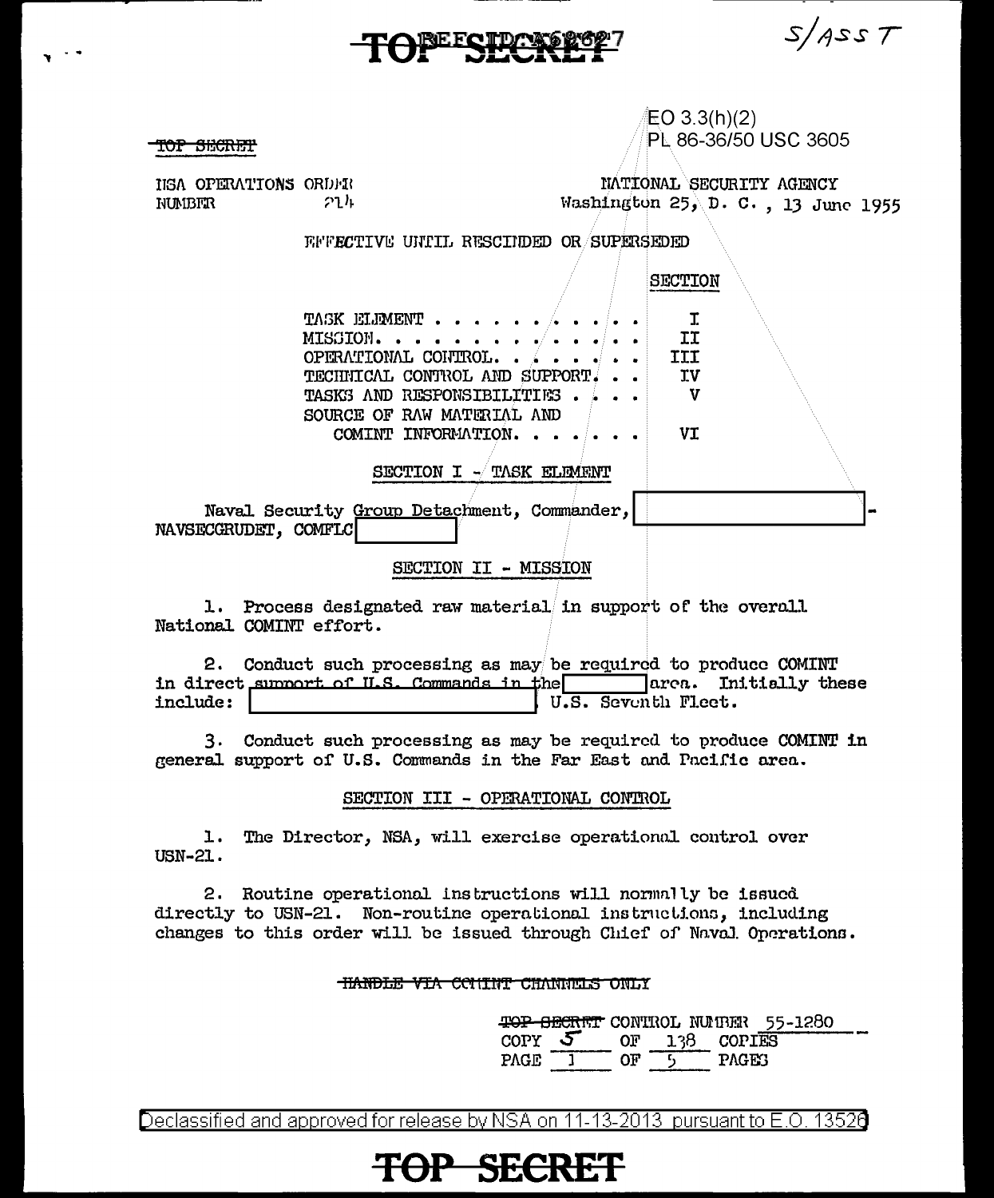TOP SECRET

EO 3.3(h)(2)
PL 86-36/50 USC 3605

NSA OPERATIONS ORDER NUMBER 214

NATIONAL SECURITY AGENCY
Washington 25, D. C., 13 June 1955

EFFECTIVE UNTIL RESCINDED OR SUPERSEDED

| | SECTION |
|---|---|
| TASK ELEMENT | I |
| MISSION | II |
| OPERATIONAL CONTROL | III |
| TECHNICAL CONTROL AND SUPPORT | IV |
| TASKS AND RESPONSIBILITIES | V |
| SOURCE OF RAW MATERIAL AND COMINT INFORMATION | VI |

## SECTION I - TASK ELEMENT

Naval Security Group Detachment, Commander, [REDACTED] - NAVSECGRUDET, COMFLC [REDACTED]

## SECTION II - MISSION

1. Process designated raw material in support of the overall National COMINT effort.

2. Conduct such processing as may be required to produce COMINT in direct support of U.S. Commands in the [REDACTED] area. Initially these include: [REDACTED] U.S. Seventh Fleet.

3. Conduct such processing as may be required to produce COMINT in general support of U.S. Commands in the Far East and Pacific area.

## SECTION III - OPERATIONAL CONTROL

1. The Director, NSA, will exercise operational control over USN-21.

2. Routine operational instructions will normally be issued directly to USN-21. Non-routine operational instructions, including changes to this order will be issued through Chief of Naval Operations.

HANDLE VIA COMINT CHANNELS ONLY

TOP SECRET CONTROL NUMBER 55-1280
COPY 5 OF 138 COPIES
PAGE 1 OF 5 PAGES

Declassified and approved for release by NSA on 11-13-2013 pursuant to E.O. 13526

TOP SECRET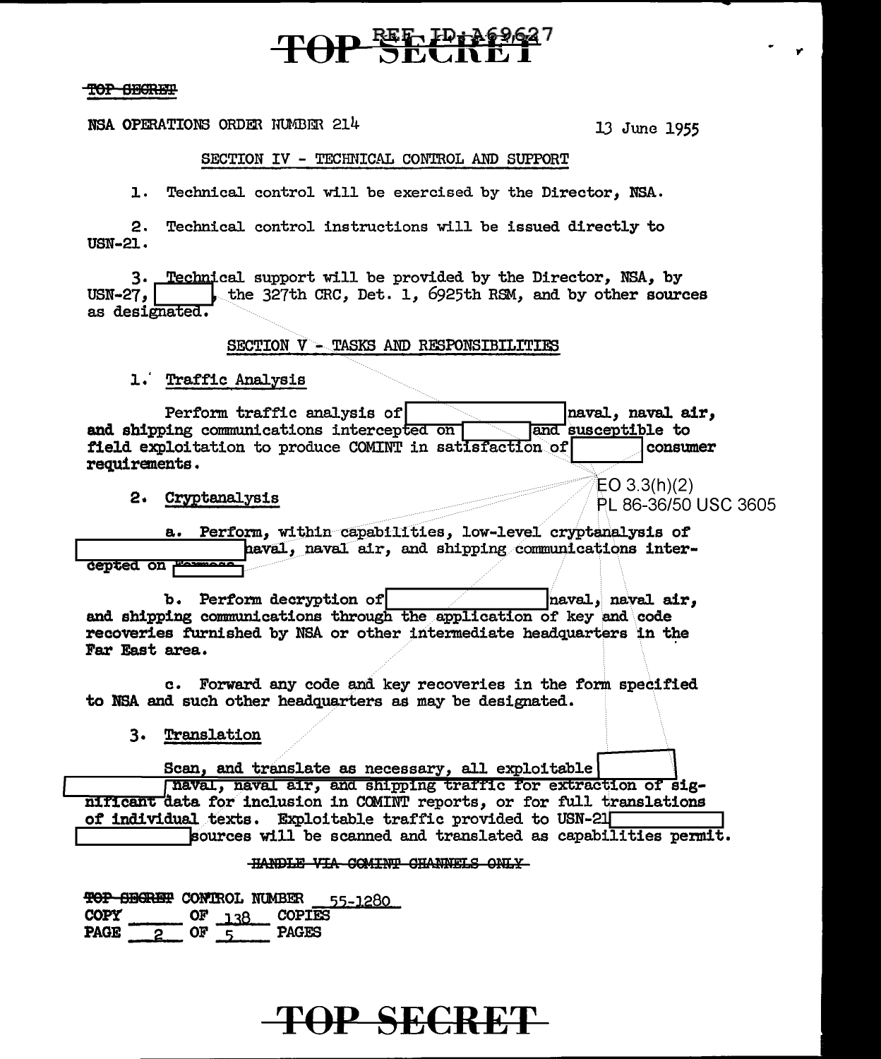TOP SECRET

NSA OPERATIONS ORDER NUMBER 214

13 June 1955

## SECTION IV - TECHNICAL CONTROL AND SUPPORT

1. Technical control will be exercised by the Director, NSA.

2. Technical control instructions will be issued directly to USN-21.

3. Technical support will be provided by the Director, NSA, by USN-27, [ ], the 327th CRC, Det. 1, 6925th RSM, and by other sources as designated.

## SECTION V - TASKS AND RESPONSIBILITIES

1. Traffic Analysis

Perform traffic analysis of [ ] naval, naval air, and shipping communications intercepted on [ ] and susceptible to field exploitation to produce COMINT in satisfaction of [ ] consumer requirements.

EO 3.3(h)(2)
PL 86-36/50 USC 3605

2. Cryptanalysis

a. Perform, within capabilities, low-level cryptanalysis of [ ] naval, naval air, and shipping communications intercepted on [ ]

b. Perform decryption of [ ] naval, naval air, and shipping communications through the application of key and code recoveries furnished by NSA or other intermediate headquarters in the Far East area.

c. Forward any code and key recoveries in the form specified to NSA and such other headquarters as may be designated.

3. Translation

Scan, and translate as necessary, all exploitable [ ] naval, naval air, and shipping traffic for extraction of significant data for inclusion in COMINT reports, or for full translations of individual texts. Exploitable traffic provided to USN-21 [ ] sources will be scanned and translated as capabilities permit.

~~HANDLE VIA COMINT CHANNELS ONLY~~

~~TOP SECRET~~ CONTROL NUMBER 55-1280
COPY ______ OF 138 COPIES

TOP SECRET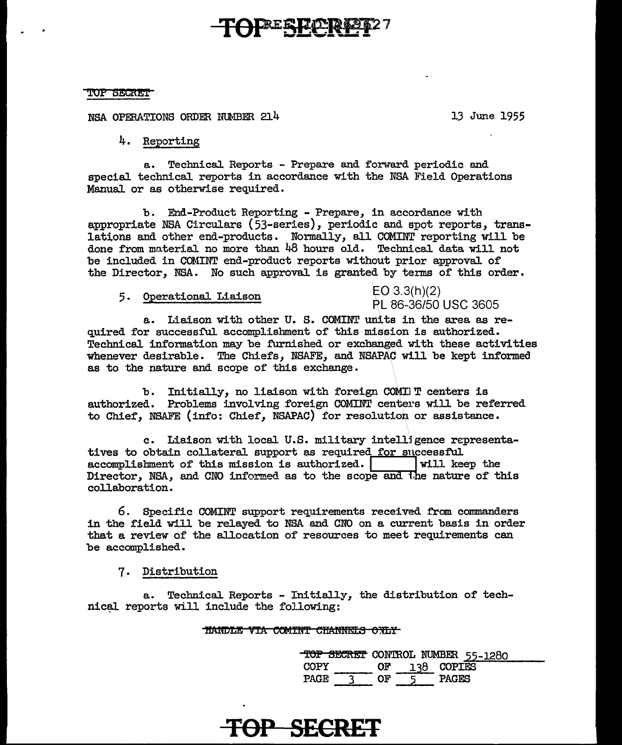TOP SECRET

NSA OPERATIONS ORDER NUMBER 214 — 13 June 1955

4. Reporting

a. Technical Reports - Prepare and forward periodic and special technical reports in accordance with the NSA Field Operations Manual or as otherwise required.

b. End-Product Reporting - Prepare, in accordance with appropriate NSA Circulars (53-series), periodic and spot reports, translations and other end-products. Normally, all COMINT reporting will be done from material no more than 48 hours old. Technical data will not be included in COMINT end-product reports without prior approval of the Director, NSA. No such approval is granted by terms of this order.

5. Operational Liaison

EO 3.3(h)(2)
PL 86-36/50 USC 3605

a. Liaison with other U. S. COMINT units in the area as required for successful accomplishment of this mission is authorized. Technical information may be furnished or exchanged with these activities whenever desirable. The Chiefs, NSAFE, and NSAPAC will be kept informed as to the nature and scope of this exchange.

b. Initially, no liaison with foreign COMINT centers is authorized. Problems involving foreign COMINT centers will be referred to Chief, NSAFE (info: Chief, NSAPAC) for resolution or assistance.

c. Liaison with local U.S. military intelligence representatives to obtain collateral support as required for successful accomplishment of this mission is authorized. [redacted] will keep the Director, NSA, and CNO informed as to the scope and the nature of this collaboration.

6. Specific COMINT support requirements received from commanders in the field will be relayed to NSA and CNO on a current basis in order that a review of the allocation of resources to meet requirements can be accomplished.

7. Distribution

a. Technical Reports - Initially, the distribution of technical reports will include the following:

HANDLE VIA COMINT CHANNELS ONLY

TOP SECRET CONTROL NUMBER 55-1280
COPY ____ OF 138 COPIES
PAGE 3 OF 5 PAGES

TOP SECRET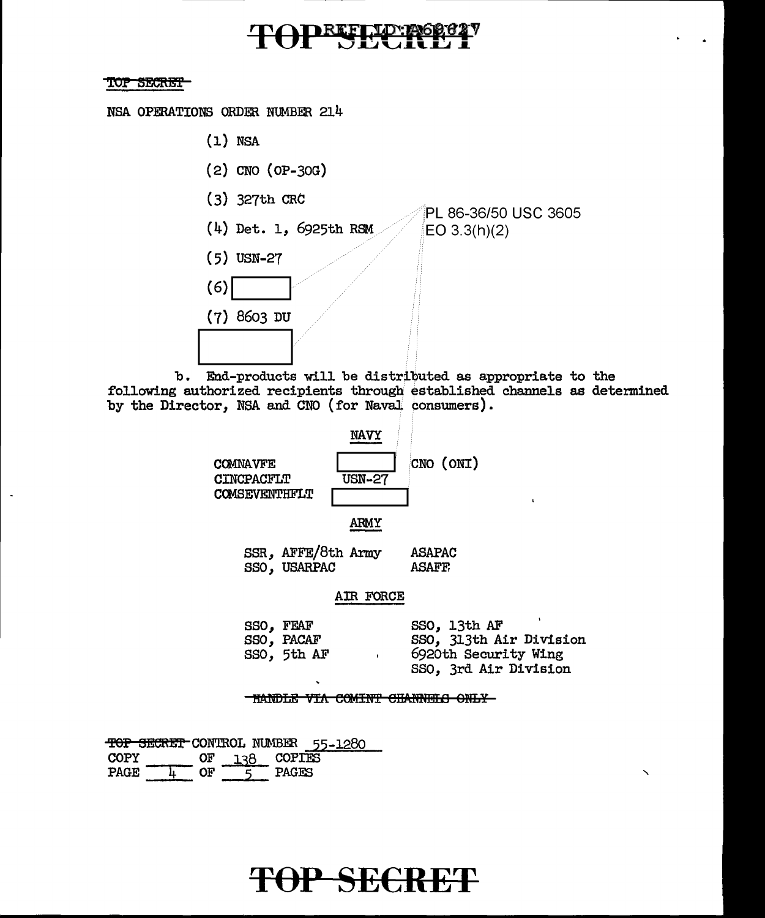TOP SECRET

NSA OPERATIONS ORDER NUMBER 214

(1) NSA

(2) CNO (OP-30G)

(3) 327th CRC

(4) Det. 1, 6925th RSM

(5) USN-27

(6) [redacted]

(7) 8603 DU

[redacted]

PL 86-36/50 USC 3605
EO 3.3(h)(2)

b. End-products will be distributed as appropriate to the following authorized recipients through established channels as determined by the Director, NSA and CNO (for Naval consumers).

**NAVY**

| | | |
|---|---|---|
| COMNAVFE | [redacted] | CNO (ONI) |
| CINCPACFLT | USN-27 | |
| COMSEVENTHFLT | [redacted] | |

**ARMY**

| | |
|---|---|
| SSR, AFFE/8th Army | ASAPAC |
| SSO, USARPAC | ASAFE |

**AIR FORCE**

| | |
|---|---|
| SSO, FEAF | SSO, 13th AF |
| SSO, PACAF | SSO, 313th Air Division |
| SSO, 5th AF | 6920th Security Wing |
| | SSO, 3rd Air Division |

HANDLE VIA COMINT CHANNELS ONLY

TOP SECRET CONTROL NUMBER 55-1280
COPY \_\_\_\_\_ OF 138 COPIES
PAGE 4 OF 5 PAGES

TOP SECRET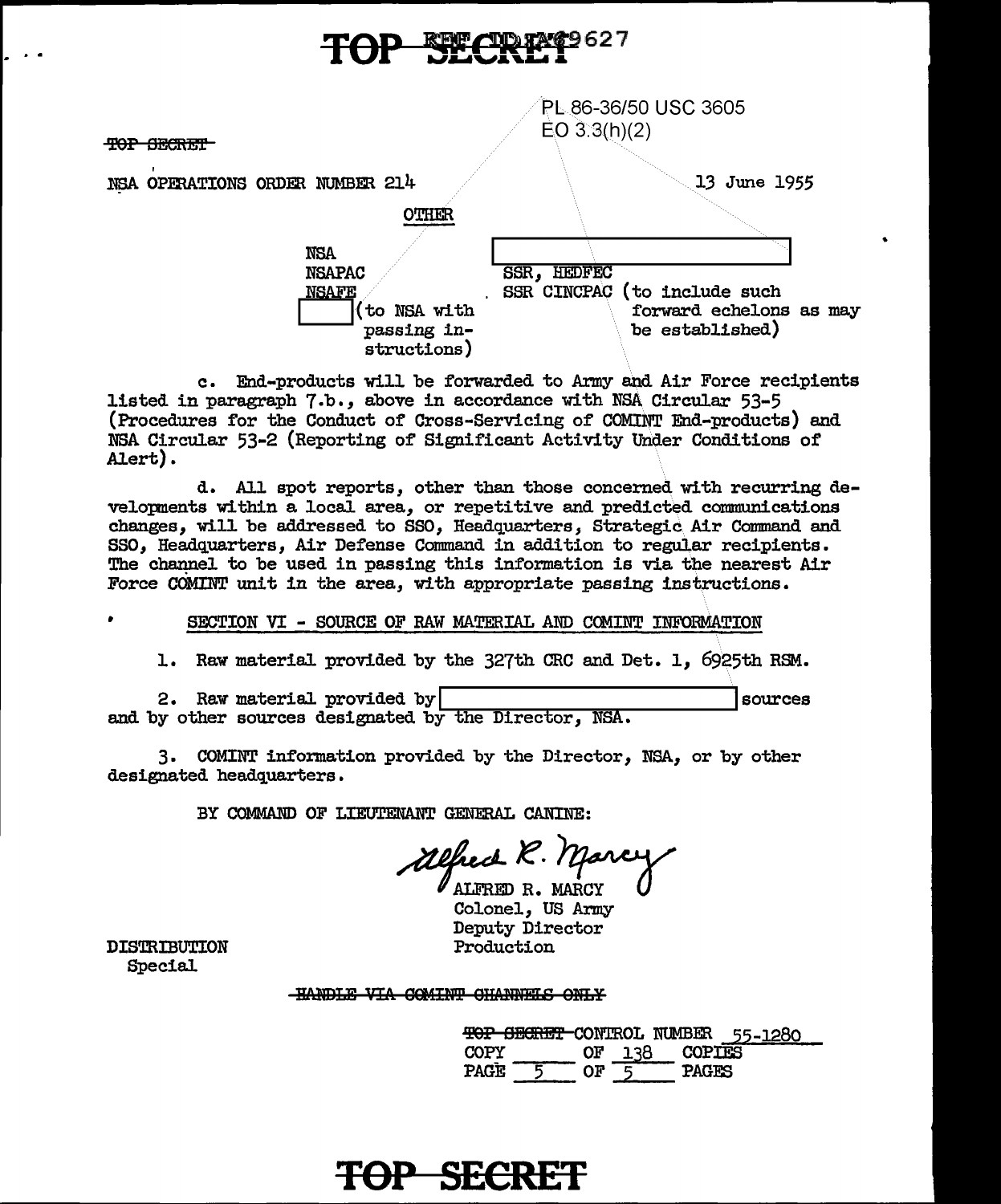TOP SECRET

PL 86-36/50 USC 3605
EO 3.3(h)(2)

NSA OPERATIONS ORDER NUMBER 214 — 13 June 1955

OTHER

| | |
|---|---|
| NSA | [redacted] |
| NSAPAC | SSR, HEDFEC |
| NSAFE | SSR CINCPAC (to include such forward echelons as may be established) |
| [redacted] (to NSA with passing instructions) | |

c. End-products will be forwarded to Army and Air Force recipients listed in paragraph 7.b., above in accordance with NSA Circular 53-5 (Procedures for the Conduct of Cross-Servicing of COMINT End-products) and NSA Circular 53-2 (Reporting of Significant Activity Under Conditions of Alert).

d. All spot reports, other than those concerned with recurring developments within a local area, or repetitive and predicted communications changes, will be addressed to SSO, Headquarters, Strategic Air Command and SSO, Headquarters, Air Defense Command in addition to regular recipients. The channel to be used in passing this information is via the nearest Air Force COMINT unit in the area, with appropriate passing instructions.

## SECTION VI - SOURCE OF RAW MATERIAL AND COMINT INFORMATION

1. Raw material provided by the 327th CRC and Det. 1, 6925th RSM.

2. Raw material provided by [redacted] sources and by other sources designated by the Director, NSA.

3. COMINT information provided by the Director, NSA, or by other designated headquarters.

BY COMMAND OF LIEUTENANT GENERAL CANINE:

Alfred R. Marcy
ALFRED R. MARCY
Colonel, US Army
Deputy Director
Production

DISTRIBUTION
Special

HANDLE VIA COMINT CHANNELS ONLY

TOP SECRET CONTROL NUMBER 55-1280
COPY ____ OF 138 COPIES

TOP SECRET